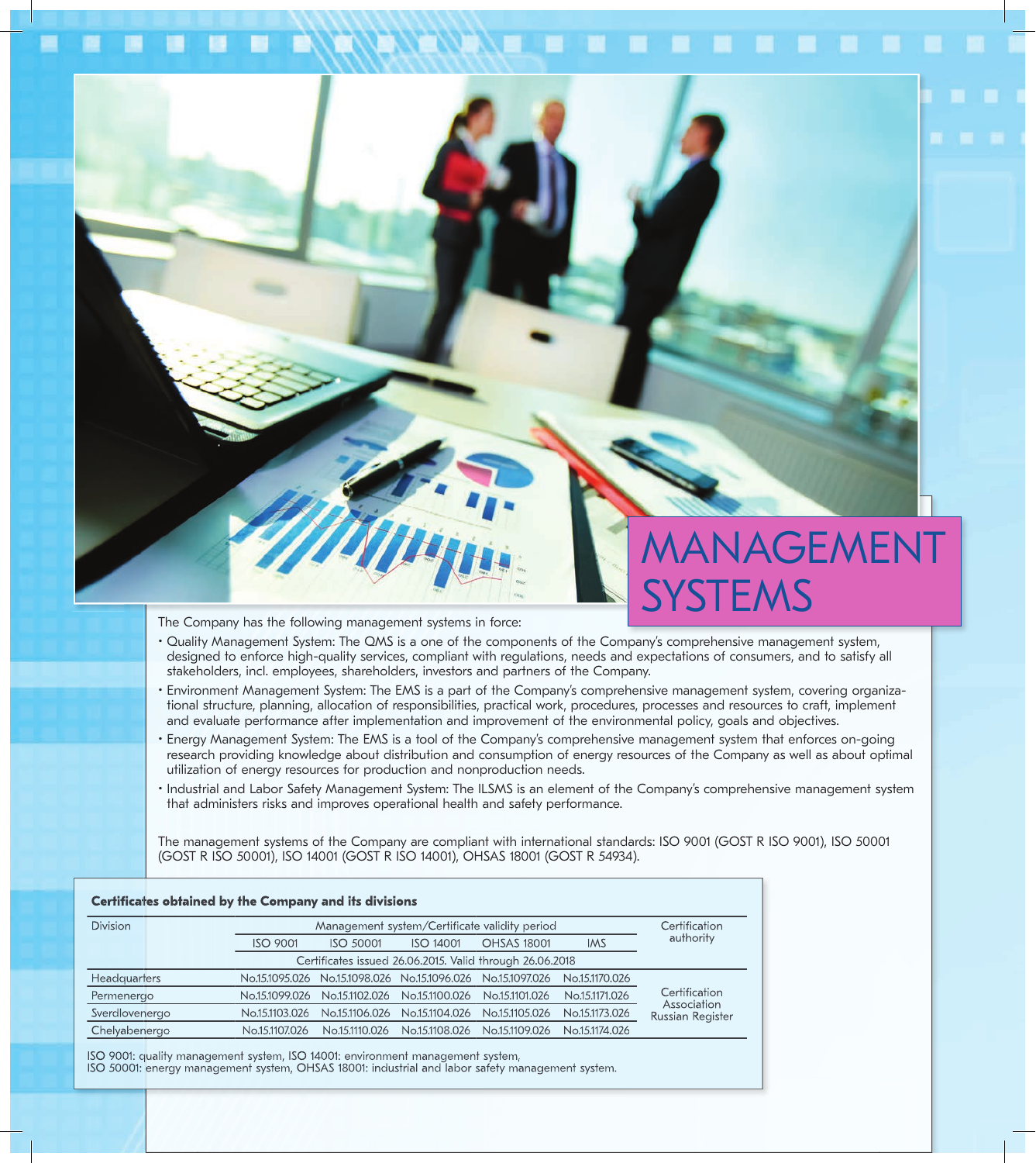# MANAGEMENT SYSTEMS

The Company has the following management systems in force:

- Quality Management System: The QMS is a one of the components of the Company's comprehensive management system, designed to enforce high-quality services, compliant with regulations, needs and expectations of consumers, and to satisfy all stakeholders, incl. employees, shareholders, investors and partners of the Company.
- Environment Management System: The EMS is a part of the Company's comprehensive management system, covering organizational structure, planning, allocation of responsibilities, practical work, procedures, processes and resources to craft, implement and evaluate performance after implementation and improvement of the environmental policy, goals and objectives.
- Energy Management System: The EMS is a tool of the Company's comprehensive management system that enforces on-going research providing knowledge about distribution and consumption of energy resources of the Company as well as about optimal utilization of energy resources for production and nonproduction needs.
- Industrial and Labor Safety Management System: The ILSMS is an element of the Company's comprehensive management system that administers risks and improves operational health and safety performance.

The management systems of the Company are compliant with international standards: ISO 9001 (GOST R ISO 9001), ISO 50001 (GOST R ISO 50001), ISO 14001 (GOST R ISO 14001), OHSAS 18001 (GOST R 54934).

**Certificates obtained by the Company and its divisions**

| Division | Management system/Certificate validity period | | | | | Certification authority |
|---|---|---|---|---|---|---|
| | ISO 9001 | ISO 50001 | ISO 14001 | OHSAS 18001 | IMS | |
| | Certificates issued 26.06.2015. Valid through 26.06.2018 | | | | | |
| Headquarters | No.15.1095.026 | No.15.1098.026 | No.15.1096.026 | No.15.1097.026 | No.15.1170.026 | Certification Association Russian Register |
| Permenergo | No.15.1099.026 | No.15.1102.026 | No.15.1100.026 | No.15.1101.026 | No.15.1171.026 | |
| Sverdlovenergo | No.15.1103.026 | No.15.1106.026 | No.15.1104.026 | No.15.1105.026 | No.15.1173.026 | |
| Chelyabenergo | No.15.1107.026 | No.15.1110.026 | No.15.1108.026 | No.15.1109.026 | No.15.1174.026 | |

ISO 9001: quality management system, ISO 14001: environment management system,
ISO 50001: energy management system, OHSAS 18001: industrial and labor safety management system.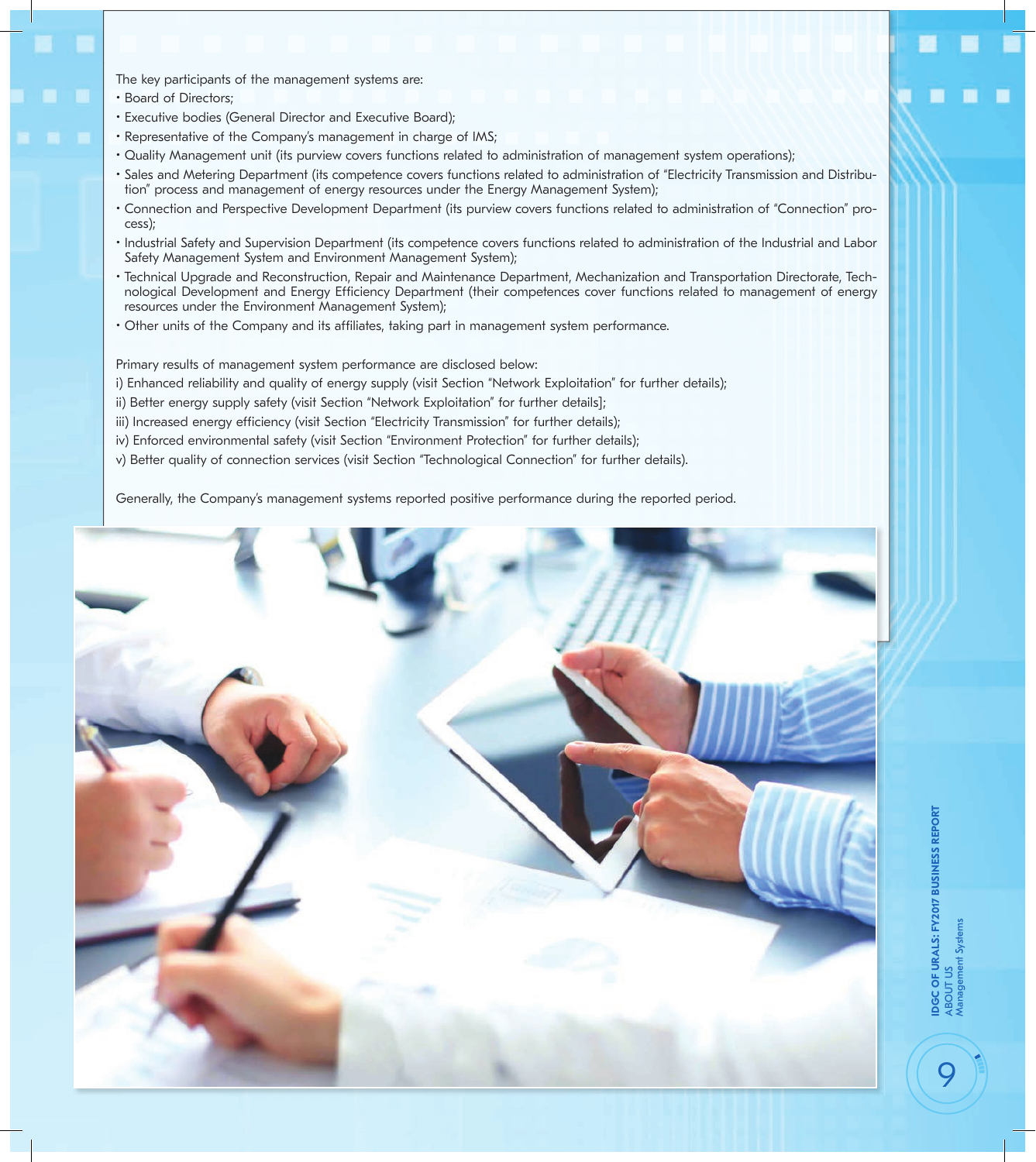The key participants of the management systems are:

- Board of Directors;
- Executive bodies (General Director and Executive Board);
- Representative of the Company's management in charge of IMS;
- Quality Management unit (its purview covers functions related to administration of management system operations);
- Sales and Metering Department (its competence covers functions related to administration of "Electricity Transmission and Distribution" process and management of energy resources under the Energy Management System);
- Connection and Perspective Development Department (its purview covers functions related to administration of "Connection" process);
- Industrial Safety and Supervision Department (its competence covers functions related to administration of the Industrial and Labor Safety Management System and Environment Management System);
- Technical Upgrade and Reconstruction, Repair and Maintenance Department, Mechanization and Transportation Directorate, Technological Development and Energy Efficiency Department (their competences cover functions related to management of energy resources under the Environment Management System);
- Other units of the Company and its affiliates, taking part in management system performance.

Primary results of management system performance are disclosed below:

i) Enhanced reliability and quality of energy supply (visit Section "Network Exploitation" for further details);

ii) Better energy supply safety (visit Section "Network Exploitation" for further details];

iii) Increased energy efficiency (visit Section "Electricity Transmission" for further details);

iv) Enforced environmental safety (visit Section "Environment Protection" for further details);

v) Better quality of connection services (visit Section "Technological Connection" for further details).

Generally, the Company's management systems reported positive performance during the reported period.